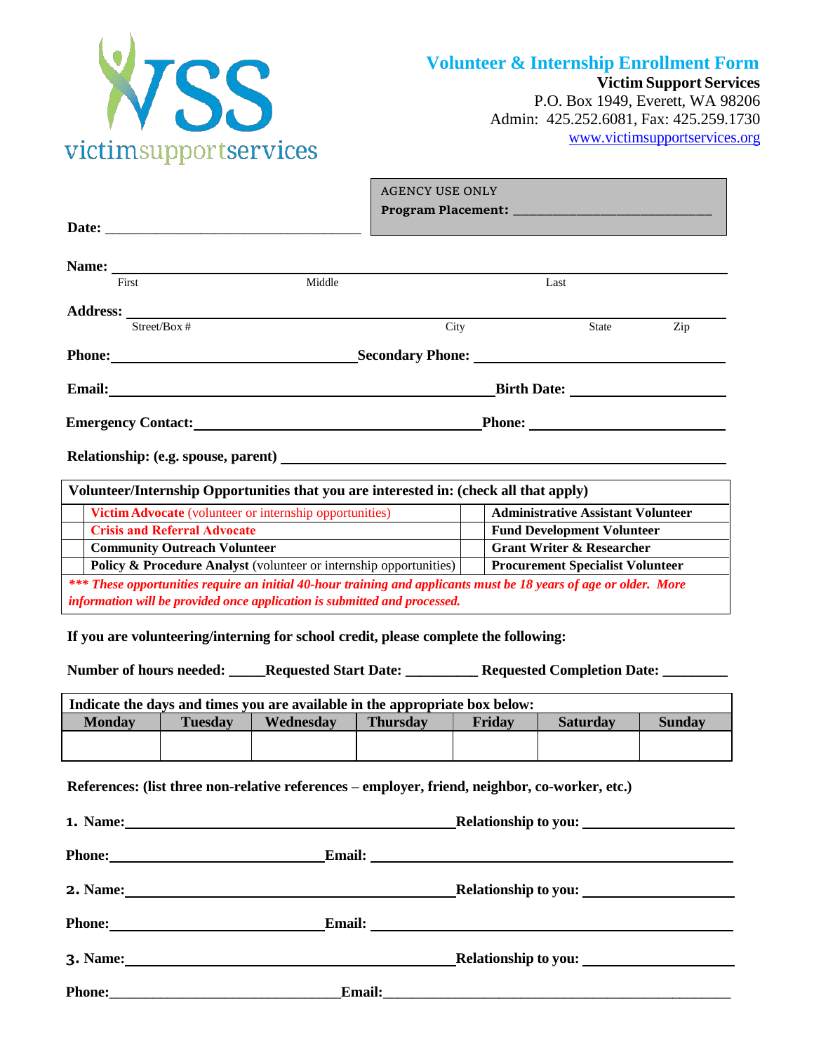victimsupportservices

# Volunteer & Internship Enrollment Form

**Victim Support Services**
P.O. Box 1949, Everett, WA 98206
Admin: 425.252.6081, Fax: 425.259.1730
www.victimsupportservices.org

AGENCY USE ONLY
**Program Placement:** ______________________________

**Date:** ___________________________________

**Name:** ____________________________________________________________
First Middle Last

**Address:** ____________________________________________________________
Street/Box # City State Zip

**Phone:** ______________________________ **Secondary Phone:** ______________________________

**Email:** ______________________________________________ **Birth Date:** ____________________

**Emergency Contact:** ____________________________________ **Phone:** ______________________

**Relationship: (e.g. spouse, parent)** ______________________________________________________

| | **Volunteer/Internship Opportunities that you are interested in: (check all that apply)** | | |
|---|---|---|---|
| | **Victim Advocate** (volunteer or internship opportunities) | | **Administrative Assistant Volunteer** |
| | **Crisis and Referral Advocate** | | **Fund Development Volunteer** |
| | **Community Outreach Volunteer** | | **Grant Writer & Researcher** |
| | **Policy & Procedure Analyst** (volunteer or internship opportunities) | | **Procurement Specialist Volunteer** |

****** These opportunities require an initial 40-hour training and applicants must be 18 years of age or older. More information will be provided once application is submitted and processed.***

**If you are volunteering/interning for school credit, please complete the following:**

**Number of hours needed:** _____ **Requested Start Date:** __________ **Requested Completion Date:** _________

**Indicate the days and times you are available in the appropriate box below:**

| Monday | Tuesday | Wednesday | Thursday | Friday | Saturday | Sunday |
|---|---|---|---|---|---|---|
| | | | | | | |

**References: (list three non-relative references – employer, friend, neighbor, co-worker, etc.)**

**1. Name:** ______________________________________ **Relationship to you:** ____________________

**Phone:** ____________________________ **Email:** ______________________________________________

**2. Name:** ______________________________________ **Relationship to you:** ____________________

**Phone:** ____________________________ **Email:** ______________________________________________

**3. Name:** ______________________________________ **Relationship to you:** ____________________

**Phone:** ______________________________ **Email:** ______________________________________________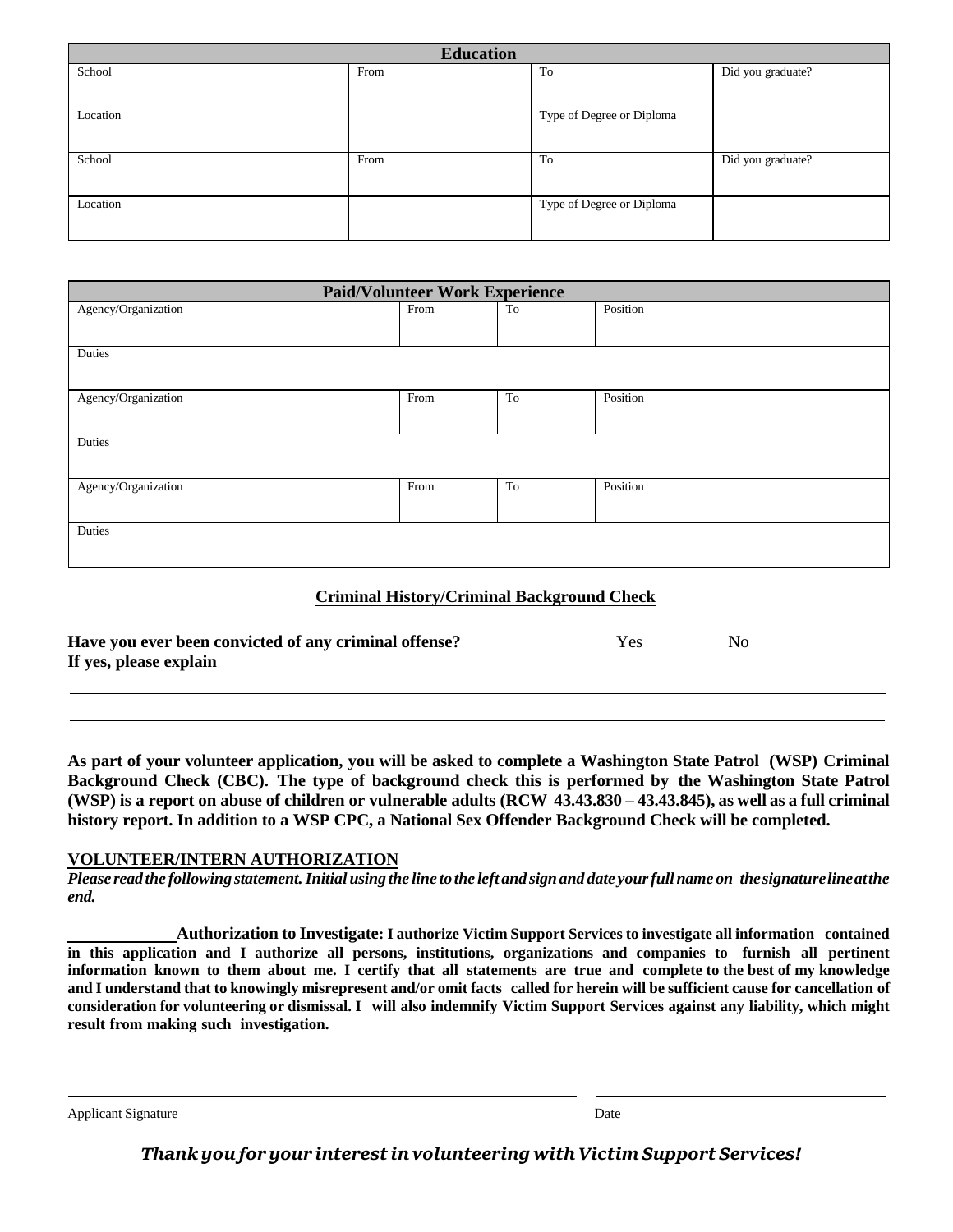| Education | | | |
|---|---|---|---|
| School | From | To | Did you graduate? |
| Location | | Type of Degree or Diploma | |
| School | From | To | Did you graduate? |
| Location | | Type of Degree or Diploma | |

| Paid/Volunteer Work Experience | | | |
|---|---|---|---|
| Agency/Organization | From | To | Position |
| Duties | | | |
| Agency/Organization | From | To | Position |
| Duties | | | |
| Agency/Organization | From | To | Position |
| Duties | | | |

## Criminal History/Criminal Background Check

**Have you ever been convicted of any criminal offense?** Yes No
**If yes, please explain**

______________________________________________________________________________

______________________________________________________________________________

**As part of your volunteer application, you will be asked to complete a Washington State Patrol (WSP) Criminal Background Check (CBC). The type of background check this is performed by the Washington State Patrol (WSP) is a report on abuse of children or vulnerable adults (RCW 43.43.830 – 43.43.845), as well as a full criminal history report. In addition to a WSP CPC, a National Sex Offender Background Check will be completed.**

## VOLUNTEER/INTERN AUTHORIZATION

***Please read the following statement. Initial using the line to the left and sign and date your full name on the signature line at the end.***

____________**Authorization to Investigate: I authorize Victim Support Services to investigate all information contained in this application and I authorize all persons, institutions, organizations and companies to furnish all pertinent information known to them about me. I certify that all statements are true and complete to the best of my knowledge and I understand that to knowingly misrepresent and/or omit facts called for herein will be sufficient cause for cancellation of consideration for volunteering or dismissal. I will also indemnify Victim Support Services against any liability, which might result from making such investigation.**

______________________________________________ ______________________

Applicant Signature Date

***Thank you for your interest in volunteering with Victim Support Services!***